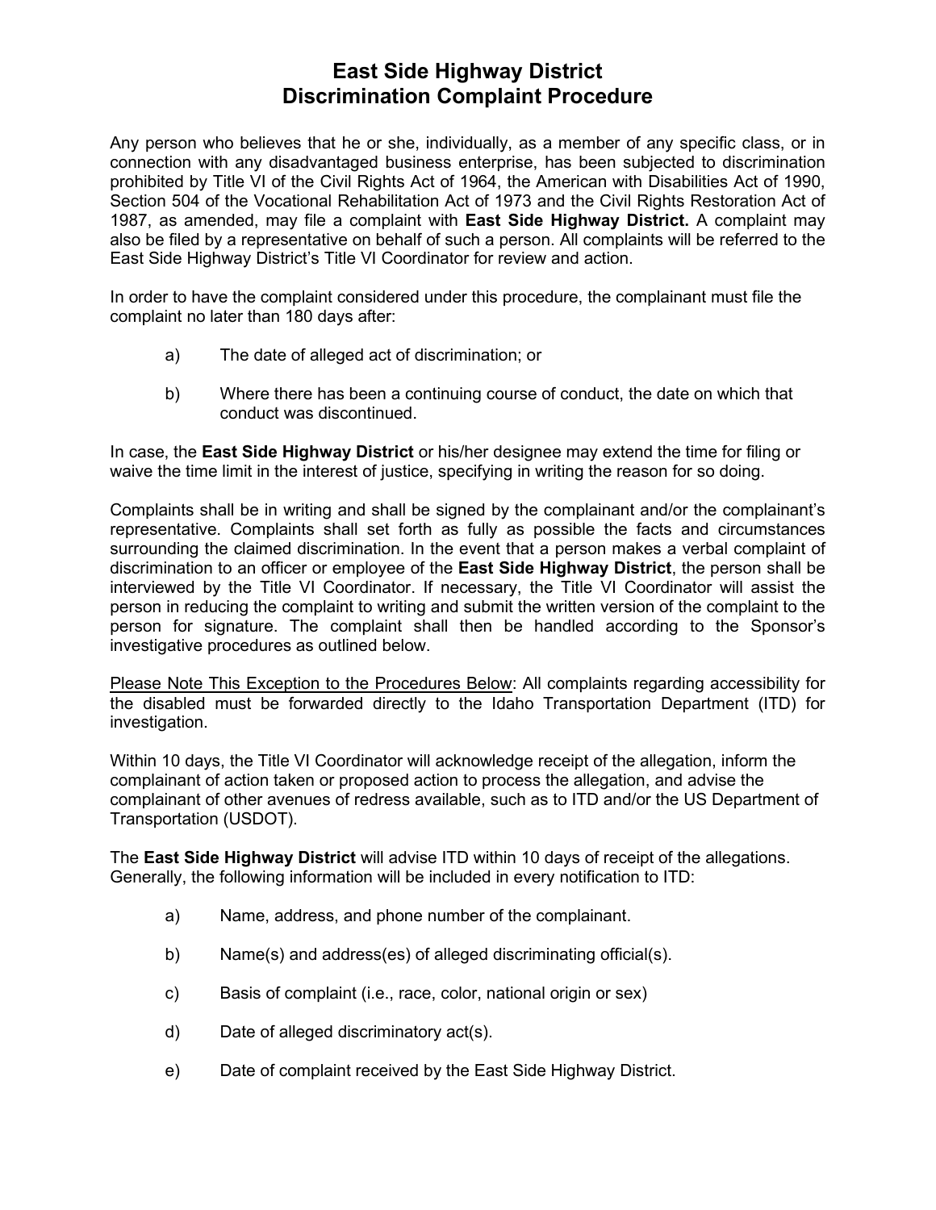# East Side Highway District
# Discrimination Complaint Procedure

Any person who believes that he or she, individually, as a member of any specific class, or in connection with any disadvantaged business enterprise, has been subjected to discrimination prohibited by Title VI of the Civil Rights Act of 1964, the American with Disabilities Act of 1990, Section 504 of the Vocational Rehabilitation Act of 1973 and the Civil Rights Restoration Act of 1987, as amended, may file a complaint with **East Side Highway District.** A complaint may also be filed by a representative on behalf of such a person. All complaints will be referred to the East Side Highway District's Title VI Coordinator for review and action.

In order to have the complaint considered under this procedure, the complainant must file the complaint no later than 180 days after:

a) The date of alleged act of discrimination; or

b) Where there has been a continuing course of conduct, the date on which that conduct was discontinued.

In case, the **East Side Highway District** or his/her designee may extend the time for filing or waive the time limit in the interest of justice, specifying in writing the reason for so doing.

Complaints shall be in writing and shall be signed by the complainant and/or the complainant's representative. Complaints shall set forth as fully as possible the facts and circumstances surrounding the claimed discrimination. In the event that a person makes a verbal complaint of discrimination to an officer or employee of the **East Side Highway District**, the person shall be interviewed by the Title VI Coordinator. If necessary, the Title VI Coordinator will assist the person in reducing the complaint to writing and submit the written version of the complaint to the person for signature. The complaint shall then be handled according to the Sponsor's investigative procedures as outlined below.

<u>Please Note This Exception to the Procedures Below</u>: All complaints regarding accessibility for the disabled must be forwarded directly to the Idaho Transportation Department (ITD) for investigation.

Within 10 days, the Title VI Coordinator will acknowledge receipt of the allegation, inform the complainant of action taken or proposed action to process the allegation, and advise the complainant of other avenues of redress available, such as to ITD and/or the US Department of Transportation (USDOT).

The **East Side Highway District** will advise ITD within 10 days of receipt of the allegations. Generally, the following information will be included in every notification to ITD:

a) Name, address, and phone number of the complainant.

b) Name(s) and address(es) of alleged discriminating official(s).

c) Basis of complaint (i.e., race, color, national origin or sex)

d) Date of alleged discriminatory act(s).

e) Date of complaint received by the East Side Highway District.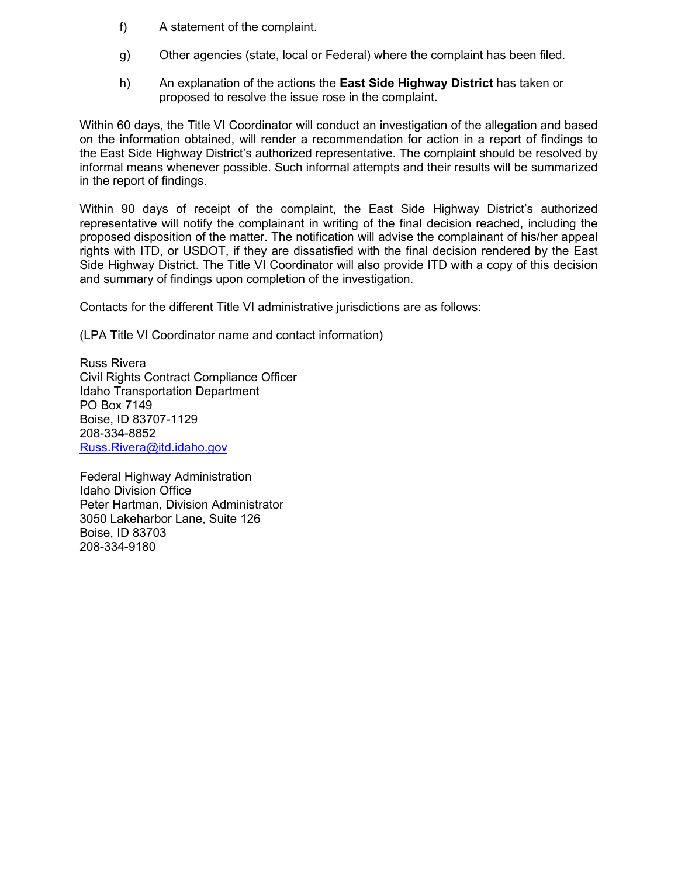f) A statement of the complaint.

g) Other agencies (state, local or Federal) where the complaint has been filed.

h) An explanation of the actions the **East Side Highway District** has taken or proposed to resolve the issue rose in the complaint.

Within 60 days, the Title VI Coordinator will conduct an investigation of the allegation and based on the information obtained, will render a recommendation for action in a report of findings to the East Side Highway District's authorized representative. The complaint should be resolved by informal means whenever possible. Such informal attempts and their results will be summarized in the report of findings.

Within 90 days of receipt of the complaint, the East Side Highway District's authorized representative will notify the complainant in writing of the final decision reached, including the proposed disposition of the matter. The notification will advise the complainant of his/her appeal rights with ITD, or USDOT, if they are dissatisfied with the final decision rendered by the East Side Highway District. The Title VI Coordinator will also provide ITD with a copy of this decision and summary of findings upon completion of the investigation.

Contacts for the different Title VI administrative jurisdictions are as follows:

(LPA Title VI Coordinator name and contact information)

Russ Rivera
Civil Rights Contract Compliance Officer
Idaho Transportation Department
PO Box 7149
Boise, ID 83707-1129
208-334-8852
Russ.Rivera@itd.idaho.gov

Federal Highway Administration
Idaho Division Office
Peter Hartman, Division Administrator
3050 Lakeharbor Lane, Suite 126
Boise, ID 83703
208-334-9180